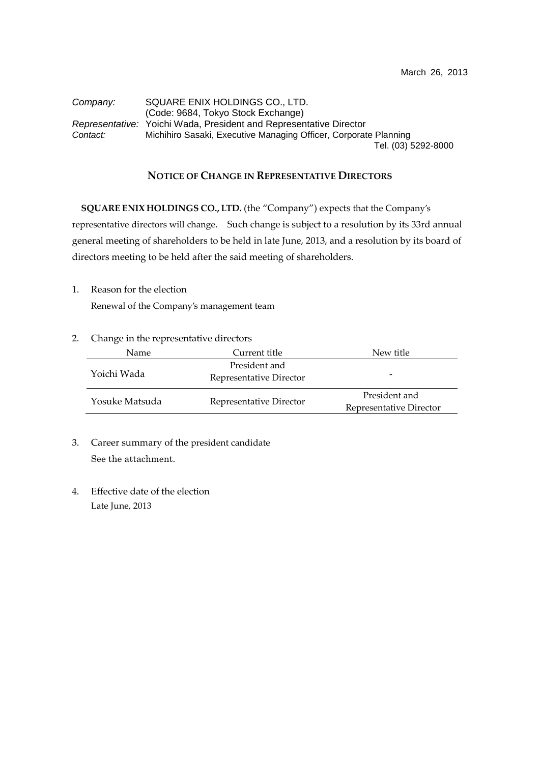March 26, 2013

*Company:* SQUARE ENIX HOLDINGS CO., LTD.
(Code: 9684, Tokyo Stock Exchange)
*Representative:* Yoichi Wada, President and Representative Director
*Contact:* Michihiro Sasaki, Executive Managing Officer, Corporate Planning
Tel. (03) 5292-8000

## NOTICE OF CHANGE IN REPRESENTATIVE DIRECTORS

**SQUARE ENIX HOLDINGS CO., LTD.** (the "Company") expects that the Company's representative directors will change. Such change is subject to a resolution by its 33rd annual general meeting of shareholders to be held in late June, 2013, and a resolution by its board of directors meeting to be held after the said meeting of shareholders.

1. Reason for the election
   Renewal of the Company's management team

2. Change in the representative directors

| Name | Current title | New title |
|---|---|---|
| Yoichi Wada | President and Representative Director | - |
| Yosuke Matsuda | Representative Director | President and Representative Director |

3. Career summary of the president candidate
   See the attachment.

4. Effective date of the election
   Late June, 2013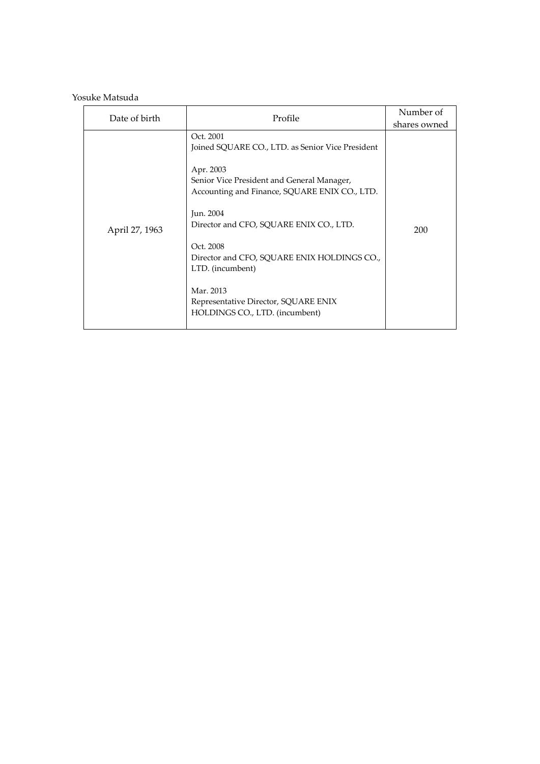Yosuke Matsuda

| Date of birth | Profile | Number of shares owned |
|---|---|---|
| April 27, 1963 | Oct. 2001<br>Joined SQUARE CO., LTD. as Senior Vice President<br><br>Apr. 2003<br>Senior Vice President and General Manager, Accounting and Finance, SQUARE ENIX CO., LTD.<br><br>Jun. 2004<br>Director and CFO, SQUARE ENIX CO., LTD.<br><br>Oct. 2008<br>Director and CFO, SQUARE ENIX HOLDINGS CO., LTD. (incumbent)<br><br>Mar. 2013<br>Representative Director, SQUARE ENIX HOLDINGS CO., LTD. (incumbent) | 200 |